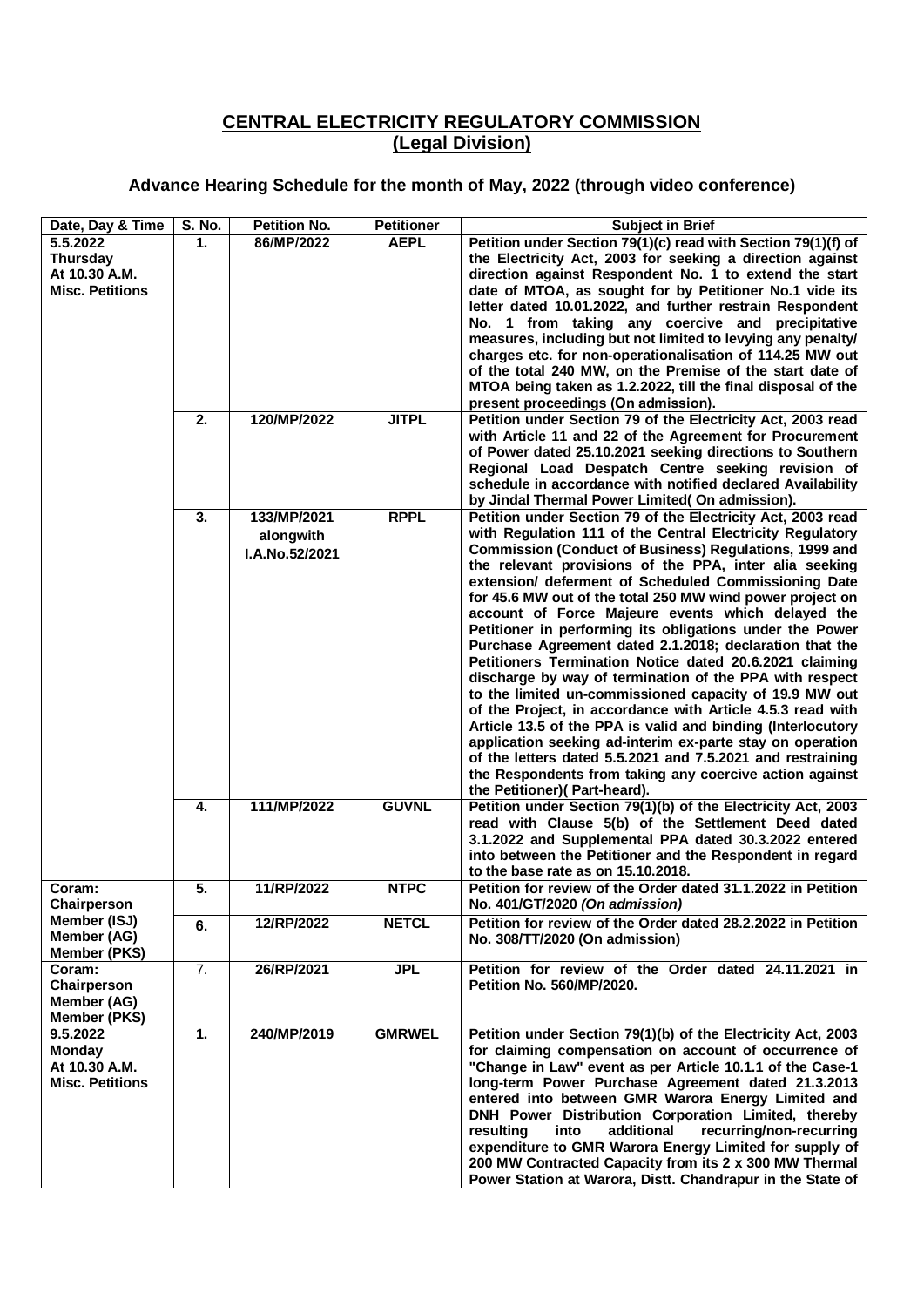# CENTRAL ELECTRICITY REGULATORY COMMISSION
## (Legal Division)

### Advance Hearing Schedule for the month of May, 2022 (through video conference)

| Date, Day & Time | S. No. | Petition No. | Petitioner | Subject in Brief |
|---|---|---|---|---|
| **5.5.2022 Thursday At 10.30 A.M. Misc. Petitions** | **1.** | **86/MP/2022** | **AEPL** | **Petition under Section 79(1)(c) read with Section 79(1)(f) of the Electricity Act, 2003 for seeking a direction against direction against Respondent No. 1 to extend the start date of MTOA, as sought for by Petitioner No.1 vide its letter dated 10.01.2022, and further restrain Respondent No. 1 from taking any coercive and precipitative measures, including but not limited to levying any penalty/ charges etc. for non-operationalisation of 114.25 MW out of the total 240 MW, on the Premise of the start date of MTOA being taken as 1.2.2022, till the final disposal of the present proceedings (On admission).** |
| | **2.** | **120/MP/2022** | **JITPL** | **Petition under Section 79 of the Electricity Act, 2003 read with Article 11 and 22 of the Agreement for Procurement of Power dated 25.10.2021 seeking directions to Southern Regional Load Despatch Centre seeking revision of schedule in accordance with notified declared Availability by Jindal Thermal Power Limited( On admission).** |
| | **3.** | **133/MP/2021 alongwith I.A.No.52/2021** | **RPPL** | **Petition under Section 79 of the Electricity Act, 2003 read with Regulation 111 of the Central Electricity Regulatory Commission (Conduct of Business) Regulations, 1999 and the relevant provisions of the PPA, inter alia seeking extension/ deferment of Scheduled Commissioning Date for 45.6 MW out of the total 250 MW wind power project on account of Force Majeure events which delayed the Petitioner in performing its obligations under the Power Purchase Agreement dated 2.1.2018; declaration that the Petitioners Termination Notice dated 20.6.2021 claiming discharge by way of termination of the PPA with respect to the limited un-commissioned capacity of 19.9 MW out of the Project, in accordance with Article 4.5.3 read with Article 13.5 of the PPA is valid and binding (Interlocutory application seeking ad-interim ex-parte stay on operation of the letters dated 5.5.2021 and 7.5.2021 and restraining the Respondents from taking any coercive action against the Petitioner)( Part-heard).** |
| | **4.** | **111/MP/2022** | **GUVNL** | **Petition under Section 79(1)(b) of the Electricity Act, 2003 read with Clause 5(b) of the Settlement Deed dated 3.1.2022 and Supplemental PPA dated 30.3.2022 entered into between the Petitioner and the Respondent in regard to the base rate as on 15.10.2018.** |
| **Coram: Chairperson Member (ISJ) Member (AG) Member (PKS)** | **5.** | **11/RP/2022** | **NTPC** | **Petition for review of the Order dated 31.1.2022 in Petition No. 401/GT/2020 *(On admission)*** |
| | **6.** | **12/RP/2022** | **NETCL** | **Petition for review of the Order dated 28.2.2022 in Petition No. 308/TT/2020 (On admission)** |
| **Coram: Chairperson Member (AG) Member (PKS)** | 7. | **26/RP/2021** | **JPL** | **Petition for review of the Order dated 24.11.2021 in Petition No. 560/MP/2020.** |
| **9.5.2022 Monday At 10.30 A.M. Misc. Petitions** | **1.** | **240/MP/2019** | **GMRWEL** | **Petition under Section 79(1)(b) of the Electricity Act, 2003 for claiming compensation on account of occurrence of "Change in Law" event as per Article 10.1.1 of the Case-1 long-term Power Purchase Agreement dated 21.3.2013 entered into between GMR Warora Energy Limited and DNH Power Distribution Corporation Limited, thereby resulting into additional recurring/non-recurring expenditure to GMR Warora Energy Limited for supply of 200 MW Contracted Capacity from its 2 x 300 MW Thermal Power Station at Warora, Distt. Chandrapur in the State of** |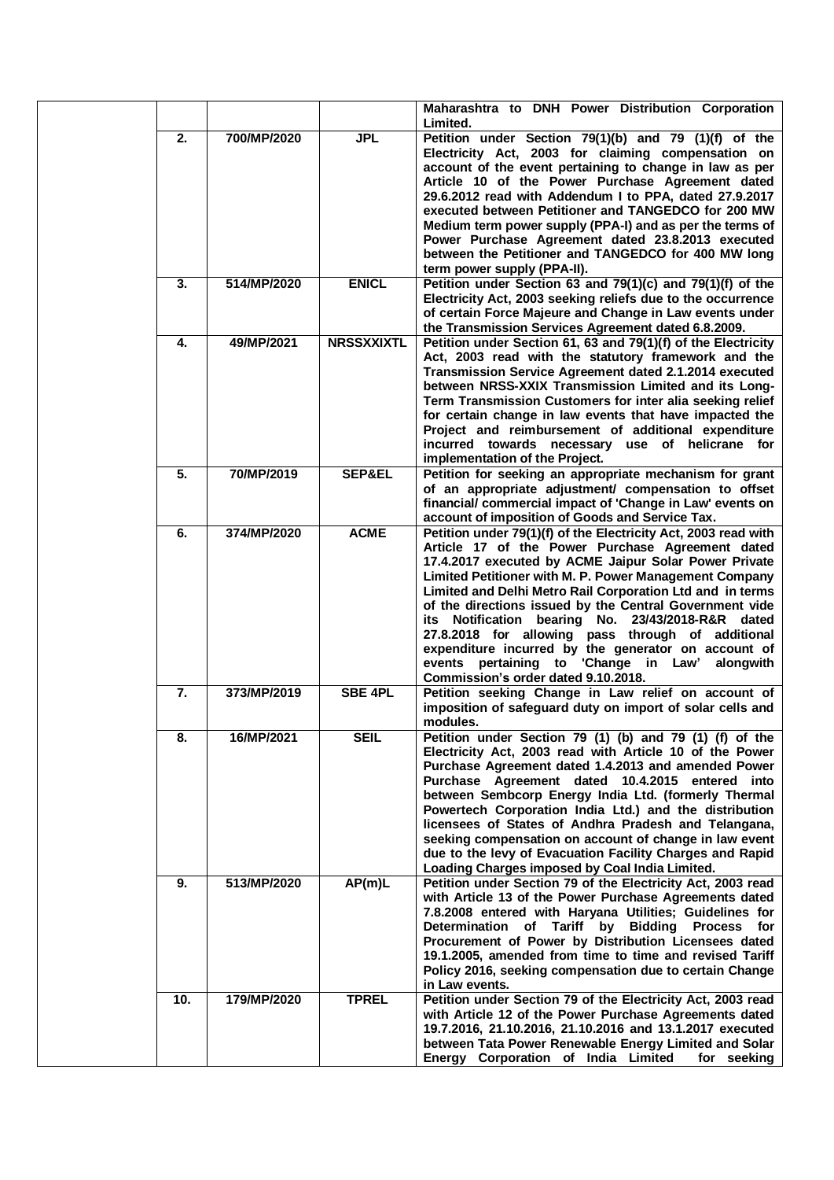| | | | | |
|---|---|---|---|---|
| | | | | **Maharashtra to DNH Power Distribution Corporation Limited.** |
| | **2.** | **700/MP/2020** | **JPL** | **Petition under Section 79(1)(b) and 79 (1)(f) of the Electricity Act, 2003 for claiming compensation on account of the event pertaining to change in law as per Article 10 of the Power Purchase Agreement dated 29.6.2012 read with Addendum I to PPA, dated 27.9.2017 executed between Petitioner and TANGEDCO for 200 MW Medium term power supply (PPA-I) and as per the terms of Power Purchase Agreement dated 23.8.2013 executed between the Petitioner and TANGEDCO for 400 MW long term power supply (PPA-II).** |
| | **3.** | **514/MP/2020** | **ENICL** | **Petition under Section 63 and 79(1)(c) and 79(1)(f) of the Electricity Act, 2003 seeking reliefs due to the occurrence of certain Force Majeure and Change in Law events under the Transmission Services Agreement dated 6.8.2009.** |
| | **4.** | **49/MP/2021** | **NRSSXXIXTL** | **Petition under Section 61, 63 and 79(1)(f) of the Electricity Act, 2003 read with the statutory framework and the Transmission Service Agreement dated 2.1.2014 executed between NRSS-XXIX Transmission Limited and its Long-Term Transmission Customers for inter alia seeking relief for certain change in law events that have impacted the Project and reimbursement of additional expenditure incurred towards necessary use of helicrane for implementation of the Project.** |
| | **5.** | **70/MP/2019** | **SEP&EL** | **Petition for seeking an appropriate mechanism for grant of an appropriate adjustment/ compensation to offset financial/ commercial impact of 'Change in Law' events on account of imposition of Goods and Service Tax.** |
| | **6.** | **374/MP/2020** | **ACME** | **Petition under 79(1)(f) of the Electricity Act, 2003 read with Article 17 of the Power Purchase Agreement dated 17.4.2017 executed by ACME Jaipur Solar Power Private Limited Petitioner with M. P. Power Management Company Limited and Delhi Metro Rail Corporation Ltd and in terms of the directions issued by the Central Government vide its Notification bearing No. 23/43/2018-R&R dated 27.8.2018 for allowing pass through of additional expenditure incurred by the generator on account of events pertaining to 'Change in Law' alongwith Commission's order dated 9.10.2018.** |
| | **7.** | **373/MP/2019** | **SBE 4PL** | **Petition seeking Change in Law relief on account of imposition of safeguard duty on import of solar cells and modules.** |
| | **8.** | **16/MP/2021** | **SEIL** | **Petition under Section 79 (1) (b) and 79 (1) (f) of the Electricity Act, 2003 read with Article 10 of the Power Purchase Agreement dated 1.4.2013 and amended Power Purchase Agreement dated 10.4.2015 entered into between Sembcorp Energy India Ltd. (formerly Thermal Powertech Corporation India Ltd.) and the distribution licensees of States of Andhra Pradesh and Telangana, seeking compensation on account of change in law event due to the levy of Evacuation Facility Charges and Rapid Loading Charges imposed by Coal India Limited.** |
| | **9.** | **513/MP/2020** | **AP(m)L** | **Petition under Section 79 of the Electricity Act, 2003 read with Article 13 of the Power Purchase Agreements dated 7.8.2008 entered with Haryana Utilities; Guidelines for Determination of Tariff by Bidding Process for Procurement of Power by Distribution Licensees dated 19.1.2005, amended from time to time and revised Tariff Policy 2016, seeking compensation due to certain Change in Law events.** |
| | **10.** | **179/MP/2020** | **TPREL** | **Petition under Section 79 of the Electricity Act, 2003 read with Article 12 of the Power Purchase Agreements dated 19.7.2016, 21.10.2016, 21.10.2016 and 13.1.2017 executed between Tata Power Renewable Energy Limited and Solar Energy Corporation of India Limited for seeking** |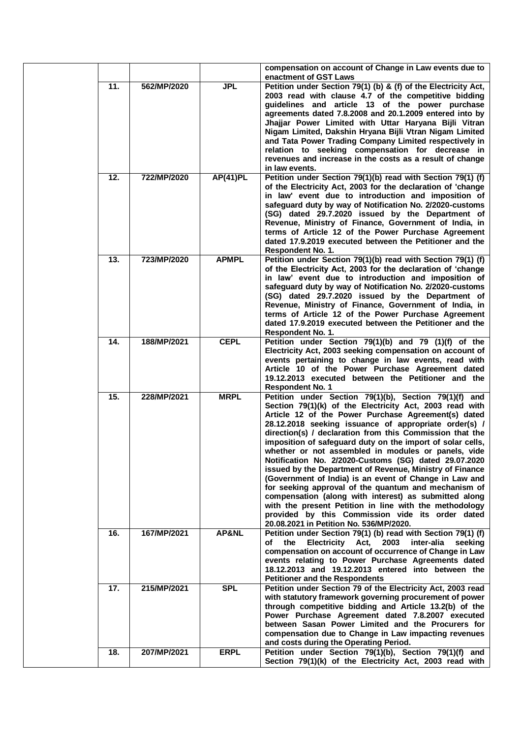| | | | |
|---|---|---|---|
| | | | **compensation on account of Change in Law events due to enactment of GST Laws** |
| **11.** | **562/MP/2020** | **JPL** | **Petition under Section 79(1) (b) & (f) of the Electricity Act, 2003 read with clause 4.7 of the competitive bidding guidelines and article 13 of the power purchase agreements dated 7.8.2008 and 20.1.2009 entered into by Jhajjar Power Limited with Uttar Haryana Bijli Vitran Nigam Limited, Dakshin Hryana Bijli Vtran Nigam Limited and Tata Power Trading Company Limited respectively in relation to seeking compensation for decrease in revenues and increase in the costs as a result of change in law events.** |
| **12.** | **722/MP/2020** | **AP(41)PL** | **Petition under Section 79(1)(b) read with Section 79(1) (f) of the Electricity Act, 2003 for the declaration of 'change in law' event due to introduction and imposition of safeguard duty by way of Notification No. 2/2020-customs (SG) dated 29.7.2020 issued by the Department of Revenue, Ministry of Finance, Government of India, in terms of Article 12 of the Power Purchase Agreement dated 17.9.2019 executed between the Petitioner and the Respondent No. 1.** |
| **13.** | **723/MP/2020** | **APMPL** | **Petition under Section 79(1)(b) read with Section 79(1) (f) of the Electricity Act, 2003 for the declaration of 'change in law' event due to introduction and imposition of safeguard duty by way of Notification No. 2/2020-customs (SG) dated 29.7.2020 issued by the Department of Revenue, Ministry of Finance, Government of India, in terms of Article 12 of the Power Purchase Agreement dated 17.9.2019 executed between the Petitioner and the Respondent No. 1.** |
| **14.** | **188/MP/2021** | **CEPL** | **Petition under Section 79(1)(b) and 79 (1)(f) of the Electricity Act, 2003 seeking compensation on account of events pertaining to change in law events, read with Article 10 of the Power Purchase Agreement dated 19.12.2013 executed between the Petitioner and the Respondent No. 1** |
| **15.** | **228/MP/2021** | **MRPL** | **Petition under Section 79(1)(b), Section 79(1)(f) and Section 79(1)(k) of the Electricity Act, 2003 read with Article 12 of the Power Purchase Agreement(s) dated 28.12.2018 seeking issuance of appropriate order(s) / direction(s) / declaration from this Commission that the imposition of safeguard duty on the import of solar cells, whether or not assembled in modules or panels, vide Notification No. 2/2020-Customs (SG) dated 29.07.2020 issued by the Department of Revenue, Ministry of Finance (Government of India) is an event of Change in Law and for seeking approval of the quantum and mechanism of compensation (along with interest) as submitted along with the present Petition in line with the methodology provided by this Commission vide its order dated 20.08.2021 in Petition No. 536/MP/2020.** |
| **16.** | **167/MP/2021** | **AP&NL** | **Petition under Section 79(1) (b) read with Section 79(1) (f) of the Electricity Act, 2003 inter-alia seeking compensation on account of occurrence of Change in Law events relating to Power Purchase Agreements dated 18.12.2013 and 19.12.2013 entered into between the Petitioner and the Respondents** |
| **17.** | **215/MP/2021** | **SPL** | **Petition under Section 79 of the Electricity Act, 2003 read with statutory framework governing procurement of power through competitive bidding and Article 13.2(b) of the Power Purchase Agreement dated 7.8.2007 executed between Sasan Power Limited and the Procurers for compensation due to Change in Law impacting revenues and costs during the Operating Period.** |
| **18.** | **207/MP/2021** | **ERPL** | **Petition under Section 79(1)(b), Section 79(1)(f) and Section 79(1)(k) of the Electricity Act, 2003 read with** |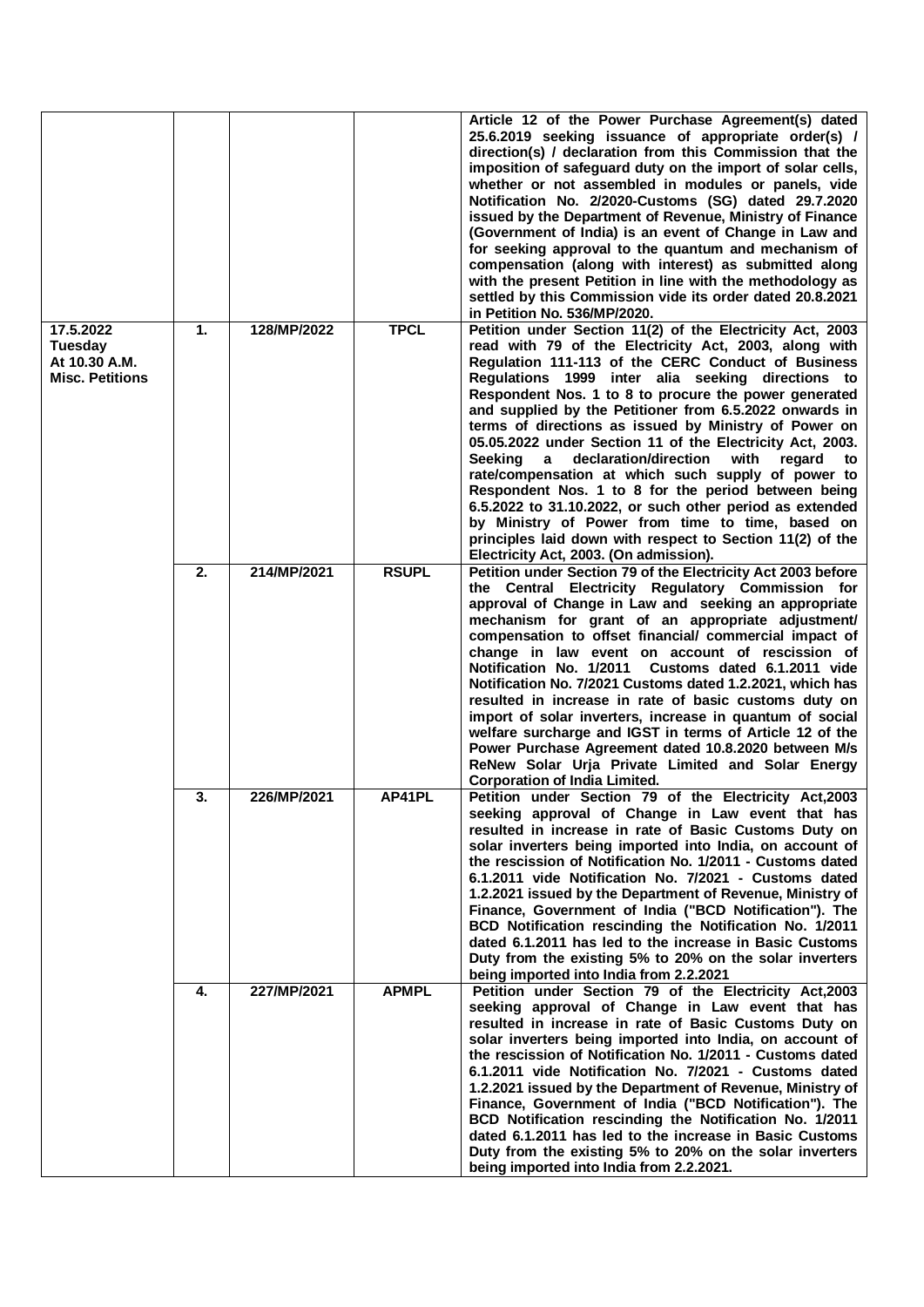| | | | | |
|---|---|---|---|---|
| | | | | **Article 12 of the Power Purchase Agreement(s) dated 25.6.2019 seeking issuance of appropriate order(s) / direction(s) / declaration from this Commission that the imposition of safeguard duty on the import of solar cells, whether or not assembled in modules or panels, vide Notification No. 2/2020-Customs (SG) dated 29.7.2020 issued by the Department of Revenue, Ministry of Finance (Government of India) is an event of Change in Law and for seeking approval to the quantum and mechanism of compensation (along with interest) as submitted along with the present Petition in line with the methodology as settled by this Commission vide its order dated 20.8.2021 in Petition No. 536/MP/2020.** |
| **17.5.2022 Tuesday At 10.30 A.M. Misc. Petitions** | **1.** | **128/MP/2022** | **TPCL** | **Petition under Section 11(2) of the Electricity Act, 2003 read with 79 of the Electricity Act, 2003, along with Regulation 111-113 of the CERC Conduct of Business Regulations 1999 inter alia seeking directions to Respondent Nos. 1 to 8 to procure the power generated and supplied by the Petitioner from 6.5.2022 onwards in terms of directions as issued by Ministry of Power on 05.05.2022 under Section 11 of the Electricity Act, 2003. Seeking a declaration/direction with regard to rate/compensation at which such supply of power to Respondent Nos. 1 to 8 for the period between being 6.5.2022 to 31.10.2022, or such other period as extended by Ministry of Power from time to time, based on principles laid down with respect to Section 11(2) of the Electricity Act, 2003. (On admission).** |
| | **2.** | **214/MP/2021** | **RSUPL** | **Petition under Section 79 of the Electricity Act 2003 before the Central Electricity Regulatory Commission for approval of Change in Law and seeking an appropriate mechanism for grant of an appropriate adjustment/ compensation to offset financial/ commercial impact of change in law event on account of rescission of Notification No. 1/2011 Customs dated 6.1.2011 vide Notification No. 7/2021 Customs dated 1.2.2021, which has resulted in increase in rate of basic customs duty on import of solar inverters, increase in quantum of social welfare surcharge and IGST in terms of Article 12 of the Power Purchase Agreement dated 10.8.2020 between M/s ReNew Solar Urja Private Limited and Solar Energy Corporation of India Limited.** |
| | **3.** | **226/MP/2021** | **AP41PL** | **Petition under Section 79 of the Electricity Act,2003 seeking approval of Change in Law event that has resulted in increase in rate of Basic Customs Duty on solar inverters being imported into India, on account of the rescission of Notification No. 1/2011 - Customs dated 6.1.2011 vide Notification No. 7/2021 - Customs dated 1.2.2021 issued by the Department of Revenue, Ministry of Finance, Government of India ("BCD Notification"). The BCD Notification rescinding the Notification No. 1/2011 dated 6.1.2011 has led to the increase in Basic Customs Duty from the existing 5% to 20% on the solar inverters being imported into India from 2.2.2021** |
| | **4.** | **227/MP/2021** | **APMPL** | **Petition under Section 79 of the Electricity Act,2003 seeking approval of Change in Law event that has resulted in increase in rate of Basic Customs Duty on solar inverters being imported into India, on account of the rescission of Notification No. 1/2011 - Customs dated 6.1.2011 vide Notification No. 7/2021 - Customs dated 1.2.2021 issued by the Department of Revenue, Ministry of Finance, Government of India ("BCD Notification"). The BCD Notification rescinding the Notification No. 1/2011 dated 6.1.2011 has led to the increase in Basic Customs Duty from the existing 5% to 20% on the solar inverters being imported into India from 2.2.2021.** |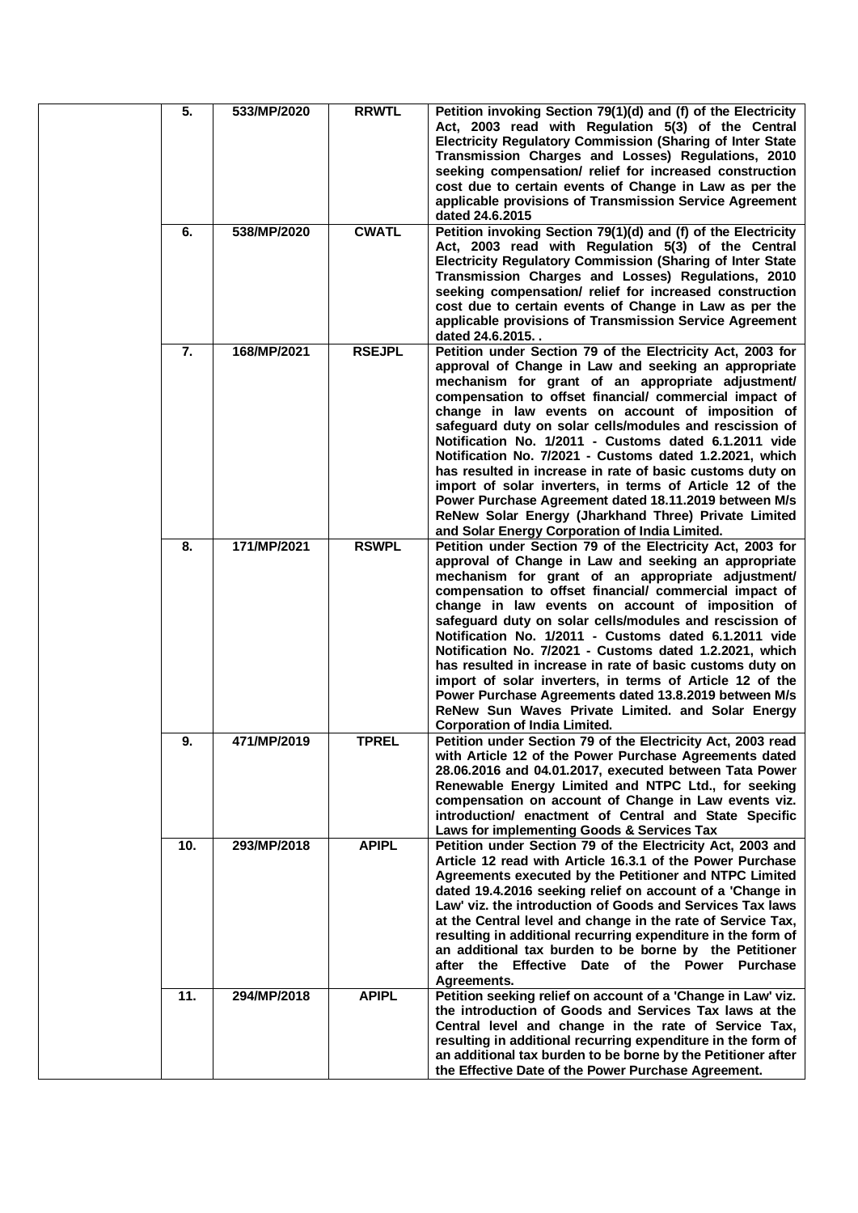|  | 5. | 533/MP/2020 | RRWTL | Petition invoking Section 79(1)(d) and (f) of the Electricity Act, 2003 read with Regulation 5(3) of the Central Electricity Regulatory Commission (Sharing of Inter State Transmission Charges and Losses) Regulations, 2010 seeking compensation/ relief for increased construction cost due to certain events of Change in Law as per the applicable provisions of Transmission Service Agreement dated 24.6.2015 |
|---|---|---|---|---|
|  | 6. | 538/MP/2020 | CWATL | Petition invoking Section 79(1)(d) and (f) of the Electricity Act, 2003 read with Regulation 5(3) of the Central Electricity Regulatory Commission (Sharing of Inter State Transmission Charges and Losses) Regulations, 2010 seeking compensation/ relief for increased construction cost due to certain events of Change in Law as per the applicable provisions of Transmission Service Agreement dated 24.6.2015. . |
|  | 7. | 168/MP/2021 | RSEJPL | Petition under Section 79 of the Electricity Act, 2003 for approval of Change in Law and seeking an appropriate mechanism for grant of an appropriate adjustment/ compensation to offset financial/ commercial impact of change in law events on account of imposition of safeguard duty on solar cells/modules and rescission of Notification No. 1/2011 - Customs dated 6.1.2011 vide Notification No. 7/2021 - Customs dated 1.2.2021, which has resulted in increase in rate of basic customs duty on import of solar inverters, in terms of Article 12 of the Power Purchase Agreement dated 18.11.2019 between M/s ReNew Solar Energy (Jharkhand Three) Private Limited and Solar Energy Corporation of India Limited. |
|  | 8. | 171/MP/2021 | RSWPL | Petition under Section 79 of the Electricity Act, 2003 for approval of Change in Law and seeking an appropriate mechanism for grant of an appropriate adjustment/ compensation to offset financial/ commercial impact of change in law events on account of imposition of safeguard duty on solar cells/modules and rescission of Notification No. 1/2011 - Customs dated 6.1.2011 vide Notification No. 7/2021 - Customs dated 1.2.2021, which has resulted in increase in rate of basic customs duty on import of solar inverters, in terms of Article 12 of the Power Purchase Agreements dated 13.8.2019 between M/s ReNew Sun Waves Private Limited. and Solar Energy Corporation of India Limited. |
|  | 9. | 471/MP/2019 | TPREL | Petition under Section 79 of the Electricity Act, 2003 read with Article 12 of the Power Purchase Agreements dated 28.06.2016 and 04.01.2017, executed between Tata Power Renewable Energy Limited and NTPC Ltd., for seeking compensation on account of Change in Law events viz. introduction/ enactment of Central and State Specific Laws for implementing Goods & Services Tax |
|  | 10. | 293/MP/2018 | APIPL | Petition under Section 79 of the Electricity Act, 2003 and Article 12 read with Article 16.3.1 of the Power Purchase Agreements executed by the Petitioner and NTPC Limited dated 19.4.2016 seeking relief on account of a 'Change in Law' viz. the introduction of Goods and Services Tax laws at the Central level and change in the rate of Service Tax, resulting in additional recurring expenditure in the form of an additional tax burden to be borne by the Petitioner after the Effective Date of the Power Purchase Agreements. |
|  | 11. | 294/MP/2018 | APIPL | Petition seeking relief on account of a 'Change in Law' viz. the introduction of Goods and Services Tax laws at the Central level and change in the rate of Service Tax, resulting in additional recurring expenditure in the form of an additional tax burden to be borne by the Petitioner after the Effective Date of the Power Purchase Agreement. |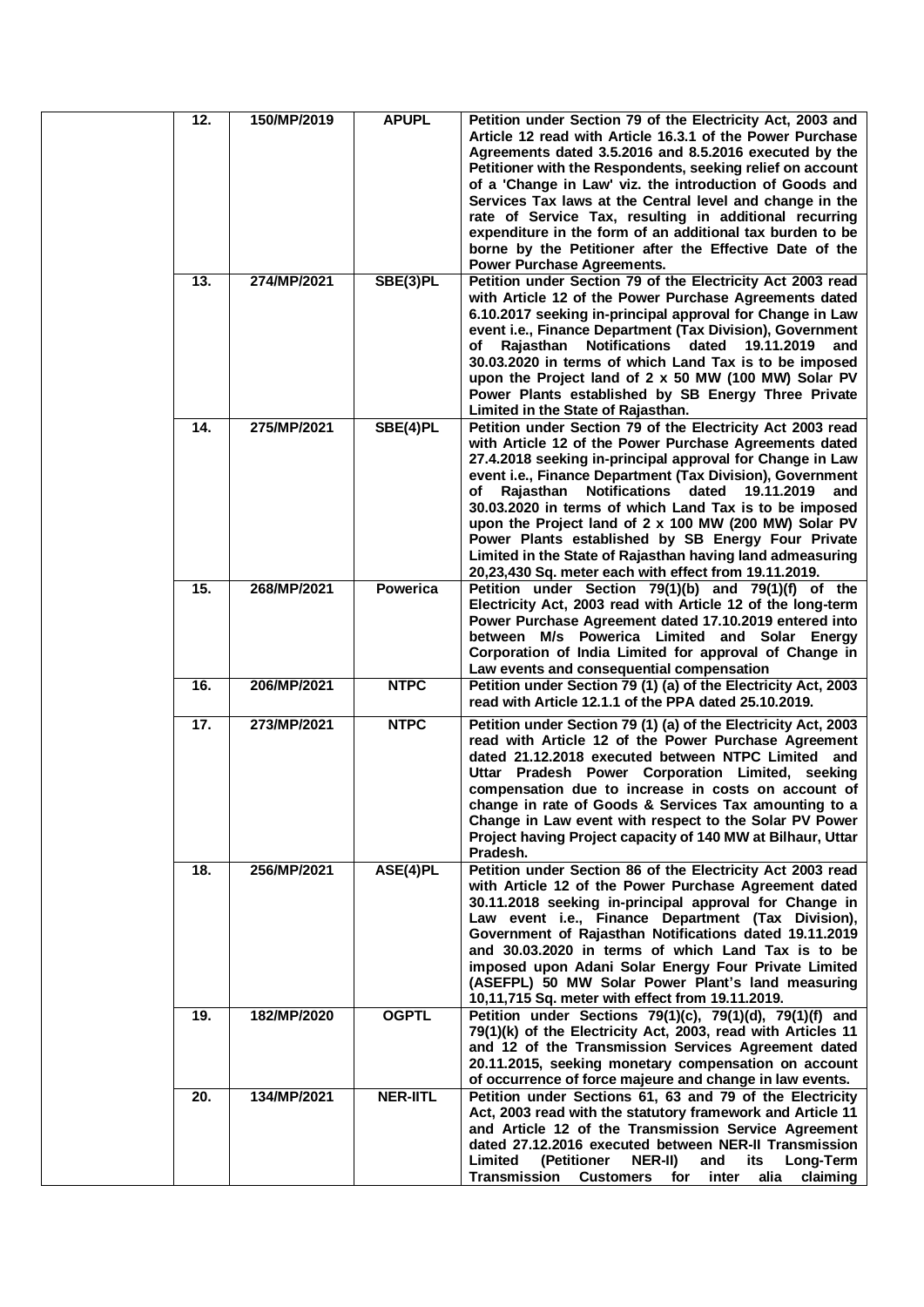| | | | | |
|---|---|---|---|---|
| | **12.** | **150/MP/2019** | **APUPL** | **Petition under Section 79 of the Electricity Act, 2003 and Article 12 read with Article 16.3.1 of the Power Purchase Agreements dated 3.5.2016 and 8.5.2016 executed by the Petitioner with the Respondents, seeking relief on account of a 'Change in Law' viz. the introduction of Goods and Services Tax laws at the Central level and change in the rate of Service Tax, resulting in additional recurring expenditure in the form of an additional tax burden to be borne by the Petitioner after the Effective Date of the Power Purchase Agreements.** |
| | **13.** | **274/MP/2021** | **SBE(3)PL** | **Petition under Section 79 of the Electricity Act 2003 read with Article 12 of the Power Purchase Agreements dated 6.10.2017 seeking in-principal approval for Change in Law event i.e., Finance Department (Tax Division), Government of Rajasthan Notifications dated 19.11.2019 and 30.03.2020 in terms of which Land Tax is to be imposed upon the Project land of 2 x 50 MW (100 MW) Solar PV Power Plants established by SB Energy Three Private Limited in the State of Rajasthan.** |
| | **14.** | **275/MP/2021** | **SBE(4)PL** | **Petition under Section 79 of the Electricity Act 2003 read with Article 12 of the Power Purchase Agreements dated 27.4.2018 seeking in-principal approval for Change in Law event i.e., Finance Department (Tax Division), Government of Rajasthan Notifications dated 19.11.2019 and 30.03.2020 in terms of which Land Tax is to be imposed upon the Project land of 2 x 100 MW (200 MW) Solar PV Power Plants established by SB Energy Four Private Limited in the State of Rajasthan having land admeasuring 20,23,430 Sq. meter each with effect from 19.11.2019.** |
| | **15.** | **268/MP/2021** | **Powerica** | **Petition under Section 79(1)(b) and 79(1)(f) of the Electricity Act, 2003 read with Article 12 of the long-term Power Purchase Agreement dated 17.10.2019 entered into between M/s Powerica Limited and Solar Energy Corporation of India Limited for approval of Change in Law events and consequential compensation** |
| | **16.** | **206/MP/2021** | **NTPC** | **Petition under Section 79 (1) (a) of the Electricity Act, 2003 read with Article 12.1.1 of the PPA dated 25.10.2019.** |
| | **17.** | **273/MP/2021** | **NTPC** | **Petition under Section 79 (1) (a) of the Electricity Act, 2003 read with Article 12 of the Power Purchase Agreement dated 21.12.2018 executed between NTPC Limited and Uttar Pradesh Power Corporation Limited, seeking compensation due to increase in costs on account of change in rate of Goods & Services Tax amounting to a Change in Law event with respect to the Solar PV Power Project having Project capacity of 140 MW at Bilhaur, Uttar Pradesh.** |
| | **18.** | **256/MP/2021** | **ASE(4)PL** | **Petition under Section 86 of the Electricity Act 2003 read with Article 12 of the Power Purchase Agreement dated 30.11.2018 seeking in-principal approval for Change in Law event i.e., Finance Department (Tax Division), Government of Rajasthan Notifications dated 19.11.2019 and 30.03.2020 in terms of which Land Tax is to be imposed upon Adani Solar Energy Four Private Limited (ASEFPL) 50 MW Solar Power Plant's land measuring 10,11,715 Sq. meter with effect from 19.11.2019.** |
| | **19.** | **182/MP/2020** | **OGPTL** | **Petition under Sections 79(1)(c), 79(1)(d), 79(1)(f) and 79(1)(k) of the Electricity Act, 2003, read with Articles 11 and 12 of the Transmission Services Agreement dated 20.11.2015, seeking monetary compensation on account of occurrence of force majeure and change in law events.** |
| | **20.** | **134/MP/2021** | **NER-IITL** | **Petition under Sections 61, 63 and 79 of the Electricity Act, 2003 read with the statutory framework and Article 11 and Article 12 of the Transmission Service Agreement dated 27.12.2016 executed between NER-II Transmission Limited (Petitioner NER-II) and its Long-Term Transmission Customers for inter alia claiming** |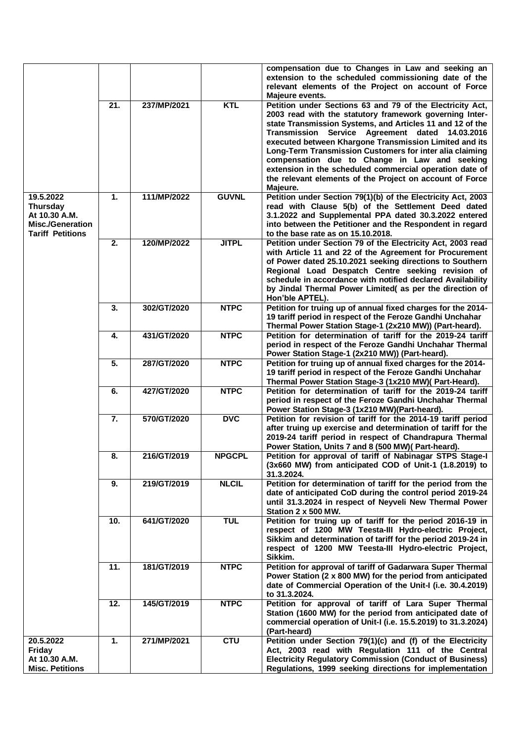| | | | | |
|---|---|---|---|---|
| | | | | **compensation due to Changes in Law and seeking an extension to the scheduled commissioning date of the relevant elements of the Project on account of Force Majeure events.** |
| | **21.** | **237/MP/2021** | **KTL** | **Petition under Sections 63 and 79 of the Electricity Act, 2003 read with the statutory framework governing Inter-state Transmission Systems, and Articles 11 and 12 of the Transmission Service Agreement dated 14.03.2016 executed between Khargone Transmission Limited and its Long-Term Transmission Customers for inter alia claiming compensation due to Change in Law and seeking extension in the scheduled commercial operation date of the relevant elements of the Project on account of Force Majeure.** |
| **19.5.2022 Thursday At 10.30 A.M. Misc./Generation Tariff Petitions** | **1.** | **111/MP/2022** | **GUVNL** | **Petition under Section 79(1)(b) of the Electricity Act, 2003 read with Clause 5(b) of the Settlement Deed dated 3.1.2022 and Supplemental PPA dated 30.3.2022 entered into between the Petitioner and the Respondent in regard to the base rate as on 15.10.2018.** |
| | **2.** | **120/MP/2022** | **JITPL** | **Petition under Section 79 of the Electricity Act, 2003 read with Article 11 and 22 of the Agreement for Procurement of Power dated 25.10.2021 seeking directions to Southern Regional Load Despatch Centre seeking revision of schedule in accordance with notified declared Availability by Jindal Thermal Power Limited( as per the direction of Hon'ble APTEL).** |
| | **3.** | **302/GT/2020** | **NTPC** | **Petition for truing up of annual fixed charges for the 2014-19 tariff period in respect of the Feroze Gandhi Unchahar Thermal Power Station Stage-1 (2x210 MW)) (Part-heard).** |
| | **4.** | **431/GT/2020** | **NTPC** | **Petition for determination of tariff for the 2019-24 tariff period in respect of the Feroze Gandhi Unchahar Thermal Power Station Stage-1 (2x210 MW)) (Part-heard).** |
| | **5.** | **287/GT/2020** | **NTPC** | **Petition for truing up of annual fixed charges for the 2014-19 tariff period in respect of the Feroze Gandhi Unchahar Thermal Power Station Stage-3 (1x210 MW)( Part-Heard).** |
| | **6.** | **427/GT/2020** | **NTPC** | **Petition for determination of tariff for the 2019-24 tariff period in respect of the Feroze Gandhi Unchahar Thermal Power Station Stage-3 (1x210 MW)(Part-heard).** |
| | **7.** | **570/GT/2020** | **DVC** | **Petition for revision of tariff for the 2014-19 tariff period after truing up exercise and determination of tariff for the 2019-24 tariff period in respect of Chandrapura Thermal Power Station, Units 7 and 8 (500 MW)( Part-heard).** |
| | **8.** | **216/GT/2019** | **NPGCPL** | **Petition for approval of tariff of Nabinagar STPS Stage-I (3x660 MW) from anticipated COD of Unit-1 (1.8.2019) to 31.3.2024.** |
| | **9.** | **219/GT/2019** | **NLCIL** | **Petition for determination of tariff for the period from the date of anticipated CoD during the control period 2019-24 until 31.3.2024 in respect of Neyveli New Thermal Power Station 2 x 500 MW.** |
| | **10.** | **641/GT/2020** | **TUL** | **Petition for truing up of tariff for the period 2016-19 in respect of 1200 MW Teesta-III Hydro-electric Project, Sikkim and determination of tariff for the period 2019-24 in respect of 1200 MW Teesta-III Hydro-electric Project, Sikkim.** |
| | **11.** | **181/GT/2019** | **NTPC** | **Petition for approval of tariff of Gadarwara Super Thermal Power Station (2 x 800 MW) for the period from anticipated date of Commercial Operation of the Unit-I (i.e. 30.4.2019) to 31.3.2024.** |
| | **12.** | **145/GT/2019** | **NTPC** | **Petition for approval of tariff of Lara Super Thermal Station (1600 MW) for the period from anticipated date of commercial operation of Unit-I (i.e. 15.5.2019) to 31.3.2024) (Part-heard)** |
| **20.5.2022 Friday At 10.30 A.M. Misc. Petitions** | **1.** | **271/MP/2021** | **CTU** | **Petition under Section 79(1)(c) and (f) of the Electricity Act, 2003 read with Regulation 111 of the Central Electricity Regulatory Commission (Conduct of Business) Regulations, 1999 seeking directions for implementation** |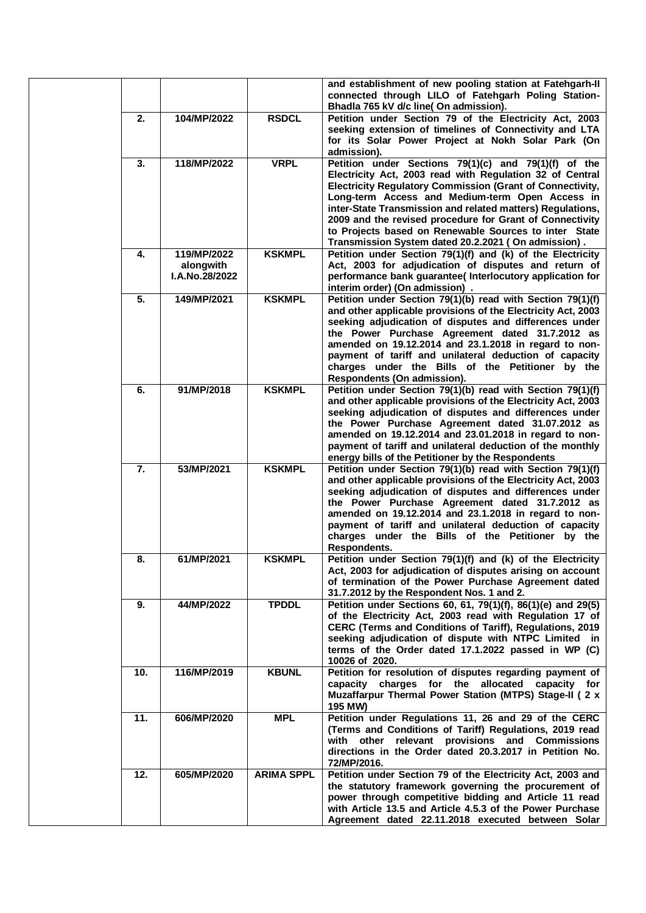| | | | |
|---|---|---|---|
| | | | **and establishment of new pooling station at Fatehgarh-II connected through LILO of Fatehgarh Poling Station-Bhadla 765 kV d/c line( On admission).** |
| **2.** | **104/MP/2022** | **RSDCL** | **Petition under Section 79 of the Electricity Act, 2003 seeking extension of timelines of Connectivity and LTA for its Solar Power Project at Nokh Solar Park (On admission).** |
| **3.** | **118/MP/2022** | **VRPL** | **Petition under Sections 79(1)(c) and 79(1)(f) of the Electricity Act, 2003 read with Regulation 32 of Central Electricity Regulatory Commission (Grant of Connectivity, Long-term Access and Medium-term Open Access in inter-State Transmission and related matters) Regulations, 2009 and the revised procedure for Grant of Connectivity to Projects based on Renewable Sources to inter State Transmission System dated 20.2.2021 ( On admission) .** |
| **4.** | **119/MP/2022 alongwith I.A.No.28/2022** | **KSKMPL** | **Petition under Section 79(1)(f) and (k) of the Electricity Act, 2003 for adjudication of disputes and return of performance bank guarantee( Interlocutory application for interim order) (On admission) .** |
| **5.** | **149/MP/2021** | **KSKMPL** | **Petition under Section 79(1)(b) read with Section 79(1)(f) and other applicable provisions of the Electricity Act, 2003 seeking adjudication of disputes and differences under the Power Purchase Agreement dated 31.7.2012 as amended on 19.12.2014 and 23.1.2018 in regard to non-payment of tariff and unilateral deduction of capacity charges under the Bills of the Petitioner by the Respondents (On admission).** |
| **6.** | **91/MP/2018** | **KSKMPL** | **Petition under Section 79(1)(b) read with Section 79(1)(f) and other applicable provisions of the Electricity Act, 2003 seeking adjudication of disputes and differences under the Power Purchase Agreement dated 31.07.2012 as amended on 19.12.2014 and 23.01.2018 in regard to non-payment of tariff and unilateral deduction of the monthly energy bills of the Petitioner by the Respondents** |
| **7.** | **53/MP/2021** | **KSKMPL** | **Petition under Section 79(1)(b) read with Section 79(1)(f) and other applicable provisions of the Electricity Act, 2003 seeking adjudication of disputes and differences under the Power Purchase Agreement dated 31.7.2012 as amended on 19.12.2014 and 23.1.2018 in regard to non-payment of tariff and unilateral deduction of capacity charges under the Bills of the Petitioner by the Respondents.** |
| **8.** | **61/MP/2021** | **KSKMPL** | **Petition under Section 79(1)(f) and (k) of the Electricity Act, 2003 for adjudication of disputes arising on account of termination of the Power Purchase Agreement dated 31.7.2012 by the Respondent Nos. 1 and 2.** |
| **9.** | **44/MP/2022** | **TPDDL** | **Petition under Sections 60, 61, 79(1)(f), 86(1)(e) and 29(5) of the Electricity Act, 2003 read with Regulation 17 of CERC (Terms and Conditions of Tariff), Regulations, 2019 seeking adjudication of dispute with NTPC Limited in terms of the Order dated 17.1.2022 passed in WP (C) 10026 of 2020.** |
| **10.** | **116/MP/2019** | **KBUNL** | **Petition for resolution of disputes regarding payment of capacity charges for the allocated capacity for Muzaffarpur Thermal Power Station (MTPS) Stage-II ( 2 x 195 MW)** |
| **11.** | **606/MP/2020** | **MPL** | **Petition under Regulations 11, 26 and 29 of the CERC (Terms and Conditions of Tariff) Regulations, 2019 read with other relevant provisions and Commissions directions in the Order dated 20.3.2017 in Petition No. 72/MP/2016.** |
| **12.** | **605/MP/2020** | **ARIMA SPPL** | **Petition under Section 79 of the Electricity Act, 2003 and the statutory framework governing the procurement of power through competitive bidding and Article 11 read with Article 13.5 and Article 4.5.3 of the Power Purchase Agreement dated 22.11.2018 executed between Solar** |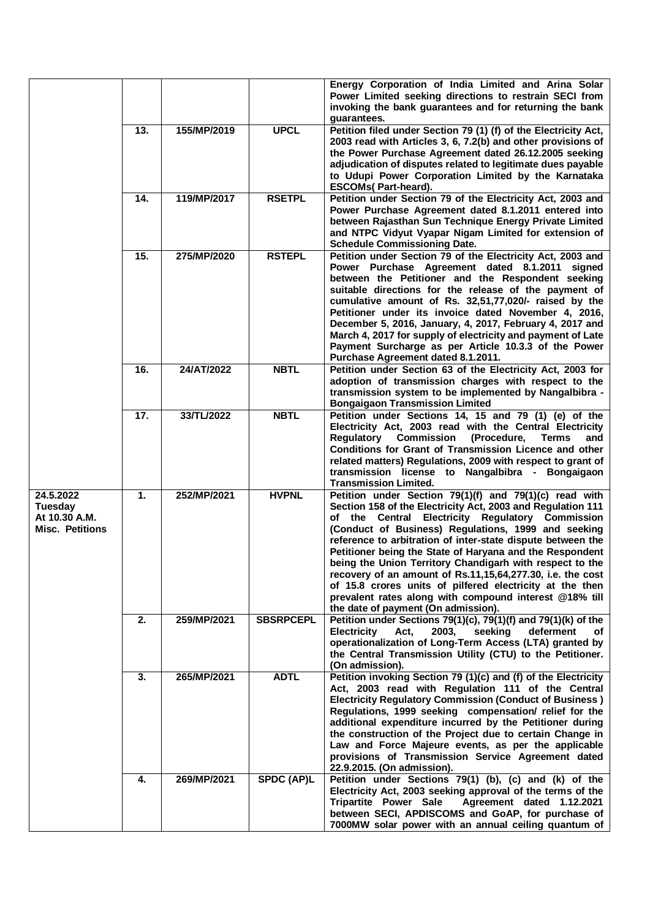| | | | | |
|---|---|---|---|---|
| | | | | **Energy Corporation of India Limited and Arina Solar Power Limited seeking directions to restrain SECI from invoking the bank guarantees and for returning the bank guarantees.** |
| | **13.** | **155/MP/2019** | **UPCL** | **Petition filed under Section 79 (1) (f) of the Electricity Act, 2003 read with Articles 3, 6, 7.2(b) and other provisions of the Power Purchase Agreement dated 26.12.2005 seeking adjudication of disputes related to legitimate dues payable to Udupi Power Corporation Limited by the Karnataka ESCOMs( Part-heard).** |
| | **14.** | **119/MP/2017** | **RSETPL** | **Petition under Section 79 of the Electricity Act, 2003 and Power Purchase Agreement dated 8.1.2011 entered into between Rajasthan Sun Technique Energy Private Limited and NTPC Vidyut Vyapar Nigam Limited for extension of Schedule Commissioning Date.** |
| | **15.** | **275/MP/2020** | **RSTEPL** | **Petition under Section 79 of the Electricity Act, 2003 and Power Purchase Agreement dated 8.1.2011 signed between the Petitioner and the Respondent seeking suitable directions for the release of the payment of cumulative amount of Rs. 32,51,77,020/- raised by the Petitioner under its invoice dated November 4, 2016, December 5, 2016, January, 4, 2017, February 4, 2017 and March 4, 2017 for supply of electricity and payment of Late Payment Surcharge as per Article 10.3.3 of the Power Purchase Agreement dated 8.1.2011.** |
| | **16.** | **24/AT/2022** | **NBTL** | **Petition under Section 63 of the Electricity Act, 2003 for adoption of transmission charges with respect to the transmission system to be implemented by Nangalbibra - Bongaigaon Transmission Limited** |
| | **17.** | **33/TL/2022** | **NBTL** | **Petition under Sections 14, 15 and 79 (1) (e) of the Electricity Act, 2003 read with the Central Electricity Regulatory Commission (Procedure, Terms and Conditions for Grant of Transmission Licence and other related matters) Regulations, 2009 with respect to grant of transmission license to Nangalbibra - Bongaigaon Transmission Limited.** |
| **24.5.2022 Tuesday At 10.30 A.M. Misc. Petitions** | **1.** | **252/MP/2021** | **HVPNL** | **Petition under Section 79(1)(f) and 79(1)(c) read with Section 158 of the Electricity Act, 2003 and Regulation 111 of the Central Electricity Regulatory Commission (Conduct of Business) Regulations, 1999 and seeking reference to arbitration of inter-state dispute between the Petitioner being the State of Haryana and the Respondent being the Union Territory Chandigarh with respect to the recovery of an amount of Rs.11,15,64,277.30, i.e. the cost of 15.8 crores units of pilfered electricity at the then prevalent rates along with compound interest @18% till the date of payment (On admission).** |
| | **2.** | **259/MP/2021** | **SBSRPCEPL** | **Petition under Sections 79(1)(c), 79(1)(f) and 79(1)(k) of the Electricity Act, 2003, seeking deferment of operationalization of Long-Term Access (LTA) granted by the Central Transmission Utility (CTU) to the Petitioner. (On admission).** |
| | **3.** | **265/MP/2021** | **ADTL** | **Petition invoking Section 79 (1)(c) and (f) of the Electricity Act, 2003 read with Regulation 111 of the Central Electricity Regulatory Commission (Conduct of Business ) Regulations, 1999 seeking compensation/ relief for the additional expenditure incurred by the Petitioner during the construction of the Project due to certain Change in Law and Force Majeure events, as per the applicable provisions of Transmission Service Agreement dated 22.9.2015. (On admission).** |
| | **4.** | **269/MP/2021** | **SPDC (AP)L** | **Petition under Sections 79(1) (b), (c) and (k) of the Electricity Act, 2003 seeking approval of the terms of the Tripartite Power Sale Agreement dated 1.12.2021 between SECI, APDISCOMS and GoAP, for purchase of 7000MW solar power with an annual ceiling quantum of** |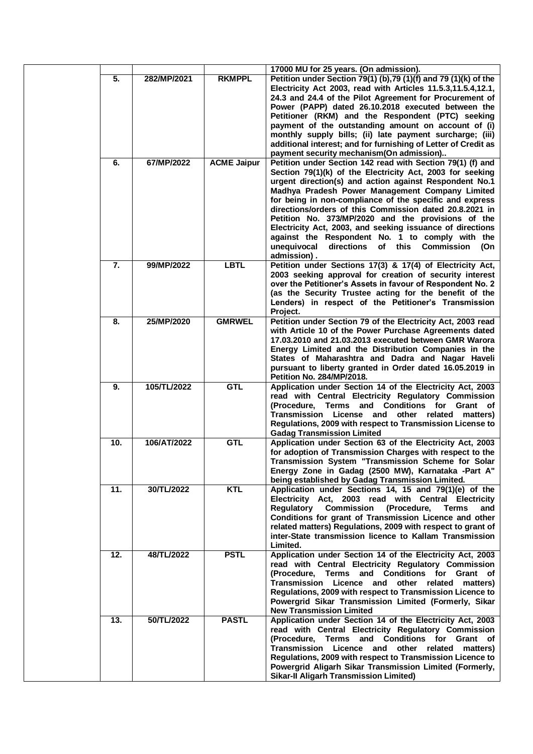| | | | |
|---|---|---|---|
| | | | **17000 MU for 25 years. (On admission).** |
| **5.** | **282/MP/2021** | **RKMPPL** | **Petition under Section 79(1) (b),79 (1)(f) and 79 (1)(k) of the Electricity Act 2003, read with Articles 11.5.3,11.5.4,12.1, 24.3 and 24.4 of the Pilot Agreement for Procurement of Power (PAPP) dated 26.10.2018 executed between the Petitioner (RKM) and the Respondent (PTC) seeking payment of the outstanding amount on account of (i) monthly supply bills; (ii) late payment surcharge; (iii) additional interest; and for furnishing of Letter of Credit as payment security mechanism(On admission)..** |
| **6.** | **67/MP/2022** | **ACME Jaipur** | **Petition under Section 142 read with Section 79(1) (f) and Section 79(1)(k) of the Electricity Act, 2003 for seeking urgent direction(s) and action against Respondent No.1 Madhya Pradesh Power Management Company Limited for being in non-compliance of the specific and express directions/orders of this Commission dated 20.8.2021 in Petition No. 373/MP/2020 and the provisions of the Electricity Act, 2003, and seeking issuance of directions against the Respondent No. 1 to comply with the unequivocal directions of this Commission (On admission) .** |
| **7.** | **99/MP/2022** | **LBTL** | **Petition under Sections 17(3) & 17(4) of Electricity Act, 2003 seeking approval for creation of security interest over the Petitioner's Assets in favour of Respondent No. 2 (as the Security Trustee acting for the benefit of the Lenders) in respect of the Petitioner's Transmission Project.** |
| **8.** | **25/MP/2020** | **GMRWEL** | **Petition under Section 79 of the Electricity Act, 2003 read with Article 10 of the Power Purchase Agreements dated 17.03.2010 and 21.03.2013 executed between GMR Warora Energy Limited and the Distribution Companies in the States of Maharashtra and Dadra and Nagar Haveli pursuant to liberty granted in Order dated 16.05.2019 in Petition No. 284/MP/2018.** |
| **9.** | **105/TL/2022** | **GTL** | **Application under Section 14 of the Electricity Act, 2003 read with Central Electricity Regulatory Commission (Procedure, Terms and Conditions for Grant of Transmission License and other related matters) Regulations, 2009 with respect to Transmission License to Gadag Transmission Limited** |
| **10.** | **106/AT/2022** | **GTL** | **Application under Section 63 of the Electricity Act, 2003 for adoption of Transmission Charges with respect to the Transmission System "Transmission Scheme for Solar Energy Zone in Gadag (2500 MW), Karnataka -Part A" being established by Gadag Transmission Limited.** |
| **11.** | **30/TL/2022** | **KTL** | **Application under Sections 14, 15 and 79(1)(e) of the Electricity Act, 2003 read with Central Electricity Regulatory Commission (Procedure, Terms and Conditions for grant of Transmission Licence and other related matters) Regulations, 2009 with respect to grant of inter-State transmission licence to Kallam Transmission Limited.** |
| **12.** | **48/TL/2022** | **PSTL** | **Application under Section 14 of the Electricity Act, 2003 read with Central Electricity Regulatory Commission (Procedure, Terms and Conditions for Grant of Transmission Licence and other related matters) Regulations, 2009 with respect to Transmission Licence to Powergrid Sikar Transmission Limited (Formerly, Sikar New Transmission Limited** |
| **13.** | **50/TL/2022** | **PASTL** | **Application under Section 14 of the Electricity Act, 2003 read with Central Electricity Regulatory Commission (Procedure, Terms and Conditions for Grant of Transmission Licence and other related matters) Regulations, 2009 with respect to Transmission Licence to Powergrid Aligarh Sikar Transmission Limited (Formerly, Sikar-II Aligarh Transmission Limited)** |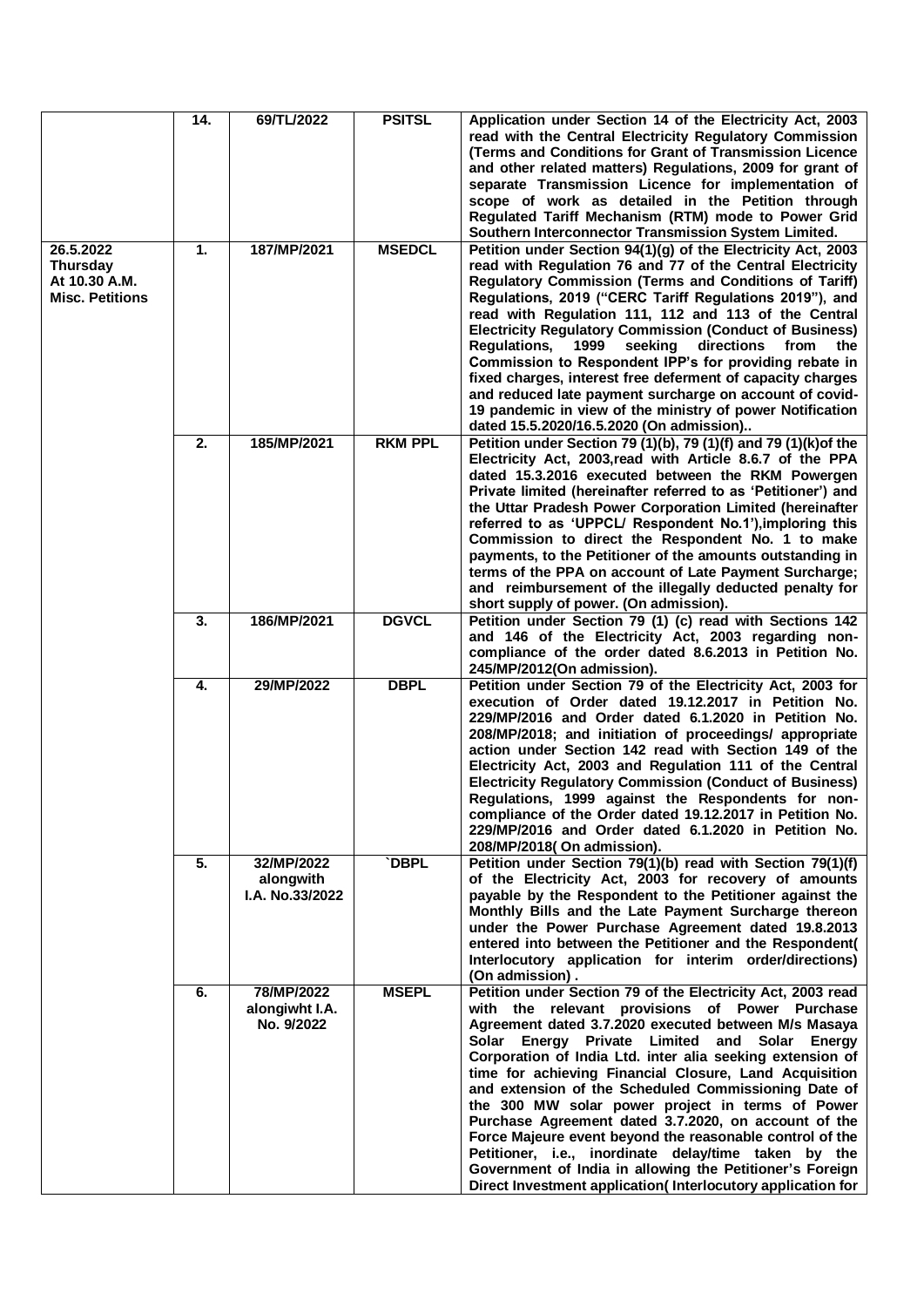| | | | | |
|---|---|---|---|---|
| | **14.** | **69/TL/2022** | **PSITSL** | **Application under Section 14 of the Electricity Act, 2003 read with the Central Electricity Regulatory Commission (Terms and Conditions for Grant of Transmission Licence and other related matters) Regulations, 2009 for grant of separate Transmission Licence for implementation of scope of work as detailed in the Petition through Regulated Tariff Mechanism (RTM) mode to Power Grid Southern Interconnector Transmission System Limited.** |
| **26.5.2022 Thursday At 10.30 A.M. Misc. Petitions** | **1.** | **187/MP/2021** | **MSEDCL** | **Petition under Section 94(1)(g) of the Electricity Act, 2003 read with Regulation 76 and 77 of the Central Electricity Regulatory Commission (Terms and Conditions of Tariff) Regulations, 2019 ("CERC Tariff Regulations 2019"), and read with Regulation 111, 112 and 113 of the Central Electricity Regulatory Commission (Conduct of Business) Regulations, 1999 seeking directions from the Commission to Respondent IPP's for providing rebate in fixed charges, interest free deferment of capacity charges and reduced late payment surcharge on account of covid-19 pandemic in view of the ministry of power Notification dated 15.5.2020/16.5.2020 (On admission)..** |
| | **2.** | **185/MP/2021** | **RKM PPL** | **Petition under Section 79 (1)(b), 79 (1)(f) and 79 (1)(k)of the Electricity Act, 2003,read with Article 8.6.7 of the PPA dated 15.3.2016 executed between the RKM Powergen Private limited (hereinafter referred to as 'Petitioner') and the Uttar Pradesh Power Corporation Limited (hereinafter referred to as 'UPPCL/ Respondent No.1'),imploring this Commission to direct the Respondent No. 1 to make payments, to the Petitioner of the amounts outstanding in terms of the PPA on account of Late Payment Surcharge; and reimbursement of the illegally deducted penalty for short supply of power. (On admission).** |
| | **3.** | **186/MP/2021** | **DGVCL** | **Petition under Section 79 (1) (c) read with Sections 142 and 146 of the Electricity Act, 2003 regarding non-compliance of the order dated 8.6.2013 in Petition No. 245/MP/2012(On admission).** |
| | **4.** | **29/MP/2022** | **DBPL** | **Petition under Section 79 of the Electricity Act, 2003 for execution of Order dated 19.12.2017 in Petition No. 229/MP/2016 and Order dated 6.1.2020 in Petition No. 208/MP/2018; and initiation of proceedings/ appropriate action under Section 142 read with Section 149 of the Electricity Act, 2003 and Regulation 111 of the Central Electricity Regulatory Commission (Conduct of Business) Regulations, 1999 against the Respondents for non-compliance of the Order dated 19.12.2017 in Petition No. 229/MP/2016 and Order dated 6.1.2020 in Petition No. 208/MP/2018( On admission).** |
| | **5.** | **32/MP/2022 alongwith I.A. No.33/2022** | **`DBPL** | **Petition under Section 79(1)(b) read with Section 79(1)(f) of the Electricity Act, 2003 for recovery of amounts payable by the Respondent to the Petitioner against the Monthly Bills and the Late Payment Surcharge thereon under the Power Purchase Agreement dated 19.8.2013 entered into between the Petitioner and the Respondent( Interlocutory application for interim order/directions) (On admission) .** |
| | **6.** | **78/MP/2022 alongiwht I.A. No. 9/2022** | **MSEPL** | **Petition under Section 79 of the Electricity Act, 2003 read with the relevant provisions of Power Purchase Agreement dated 3.7.2020 executed between M/s Masaya Solar Energy Private Limited and Solar Energy Corporation of India Ltd. inter alia seeking extension of time for achieving Financial Closure, Land Acquisition and extension of the Scheduled Commissioning Date of the 300 MW solar power project in terms of Power Purchase Agreement dated 3.7.2020, on account of the Force Majeure event beyond the reasonable control of the Petitioner, i.e., inordinate delay/time taken by the Government of India in allowing the Petitioner's Foreign Direct Investment application( Interlocutory application for** |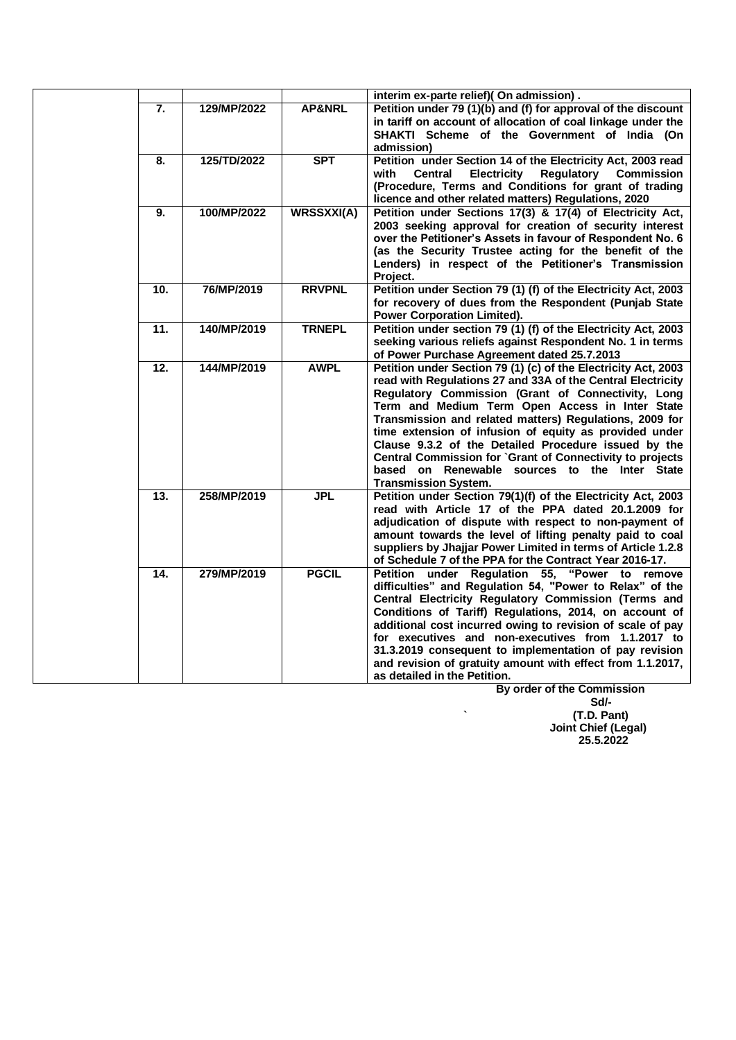| | | | | |
|---|---|---|---|---|
| | | | | **interim ex-parte relief)( On admission) .** |
| | **7.** | **129/MP/2022** | **AP&NRL** | **Petition under 79 (1)(b) and (f) for approval of the discount in tariff on account of allocation of coal linkage under the SHAKTI Scheme of the Government of India (On admission)** |
| | **8.** | **125/TD/2022** | **SPT** | **Petition under Section 14 of the Electricity Act, 2003 read with Central Electricity Regulatory Commission (Procedure, Terms and Conditions for grant of trading licence and other related matters) Regulations, 2020** |
| | **9.** | **100/MP/2022** | **WRSSXXI(A)** | **Petition under Sections 17(3) & 17(4) of Electricity Act, 2003 seeking approval for creation of security interest over the Petitioner's Assets in favour of Respondent No. 6 (as the Security Trustee acting for the benefit of the Lenders) in respect of the Petitioner's Transmission Project.** |
| | **10.** | **76/MP/2019** | **RRVPNL** | **Petition under Section 79 (1) (f) of the Electricity Act, 2003 for recovery of dues from the Respondent (Punjab State Power Corporation Limited).** |
| | **11.** | **140/MP/2019** | **TRNEPL** | **Petition under section 79 (1) (f) of the Electricity Act, 2003 seeking various reliefs against Respondent No. 1 in terms of Power Purchase Agreement dated 25.7.2013** |
| | **12.** | **144/MP/2019** | **AWPL** | **Petition under Section 79 (1) (c) of the Electricity Act, 2003 read with Regulations 27 and 33A of the Central Electricity Regulatory Commission (Grant of Connectivity, Long Term and Medium Term Open Access in Inter State Transmission and related matters) Regulations, 2009 for time extension of infusion of equity as provided under Clause 9.3.2 of the Detailed Procedure issued by the Central Commission for `Grant of Connectivity to projects based on Renewable sources to the Inter State Transmission System.** |
| | **13.** | **258/MP/2019** | **JPL** | **Petition under Section 79(1)(f) of the Electricity Act, 2003 read with Article 17 of the PPA dated 20.1.2009 for adjudication of dispute with respect to non-payment of amount towards the level of lifting penalty paid to coal suppliers by Jhajjar Power Limited in terms of Article 1.2.8 of Schedule 7 of the PPA for the Contract Year 2016-17.** |
| | **14.** | **279/MP/2019** | **PGCIL** | **Petition under Regulation 55, "Power to remove difficulties" and Regulation 54, "Power to Relax" of the Central Electricity Regulatory Commission (Terms and Conditions of Tariff) Regulations, 2014, on account of additional cost incurred owing to revision of scale of pay for executives and non-executives from 1.1.2017 to 31.3.2019 consequent to implementation of pay revision and revision of gratuity amount with effect from 1.1.2017, as detailed in the Petition.** |

**By order of the Commission**

**Sd/-**

**(T.D. Pant)**

**Joint Chief (Legal)**

**25.5.2022**